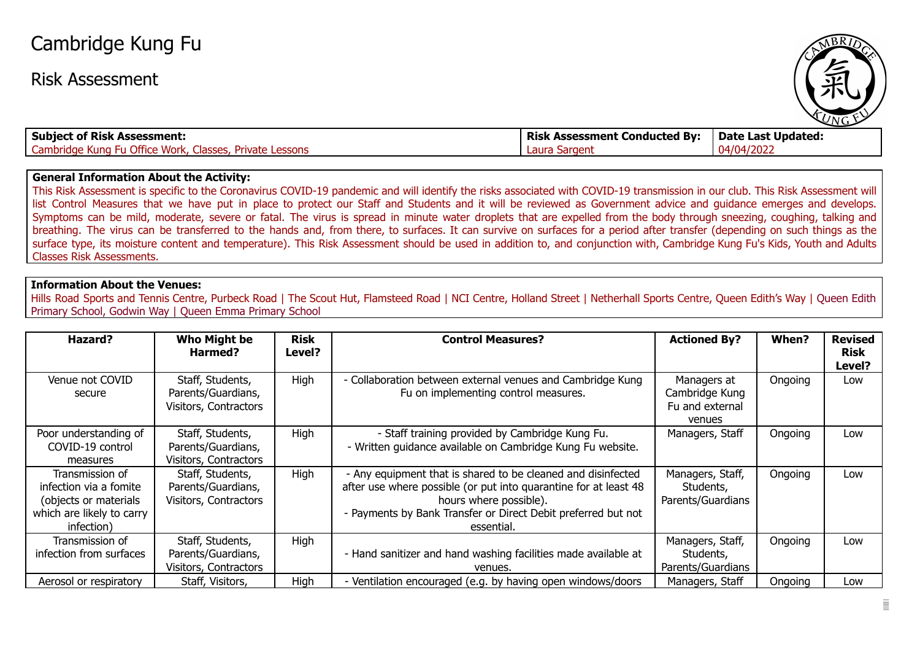# Cambridge Kung Fu

## Risk Assessment

| **Subject of Risk Assessment:** | **Risk Assessment Conducted By:** | **Date Last Updated:** |
| --- | --- | --- |
| Cambridge Kung Fu Office Work, Classes, Private Lessons | Laura Sargent | 04/04/2022 |

**General Information About the Activity:**

This Risk Assessment is specific to the Coronavirus COVID-19 pandemic and will identify the risks associated with COVID-19 transmission in our club. This Risk Assessment will list Control Measures that we have put in place to protect our Staff and Students and it will be reviewed as Government advice and guidance emerges and develops. Symptoms can be mild, moderate, severe or fatal. The virus is spread in minute water droplets that are expelled from the body through sneezing, coughing, talking and breathing. The virus can be transferred to the hands and, from there, to surfaces. It can survive on surfaces for a period after transfer (depending on such things as the surface type, its moisture content and temperature). This Risk Assessment should be used in addition to, and conjunction with, Cambridge Kung Fu's Kids, Youth and Adults Classes Risk Assessments.

**Information About the Venues:**

Hills Road Sports and Tennis Centre, Purbeck Road | The Scout Hut, Flamsteed Road | NCI Centre, Holland Street | Netherhall Sports Centre, Queen Edith's Way | Queen Edith Primary School, Godwin Way | Queen Emma Primary School

| Hazard? | Who Might be Harmed? | Risk Level? | Control Measures? | Actioned By? | When? | Revised Risk Level? |
| --- | --- | --- | --- | --- | --- | --- |
| Venue not COVID secure | Staff, Students, Parents/Guardians, Visitors, Contractors | High | - Collaboration between external venues and Cambridge Kung Fu on implementing control measures. | Managers at Cambridge Kung Fu and external venues | Ongoing | Low |
| Poor understanding of COVID-19 control measures | Staff, Students, Parents/Guardians, Visitors, Contractors | High | - Staff training provided by Cambridge Kung Fu.<br>- Written guidance available on Cambridge Kung Fu website. | Managers, Staff | Ongoing | Low |
| Transmission of infection via a fomite (objects or materials which are likely to carry infection) | Staff, Students, Parents/Guardians, Visitors, Contractors | High | - Any equipment that is shared to be cleaned and disinfected after use where possible (or put into quarantine for at least 48 hours where possible).<br>- Payments by Bank Transfer or Direct Debit preferred but not essential. | Managers, Staff, Students, Parents/Guardians | Ongoing | Low |
| Transmission of infection from surfaces | Staff, Students, Parents/Guardians, Visitors, Contractors | High | - Hand sanitizer and hand washing facilities made available at venues. | Managers, Staff, Students, Parents/Guardians | Ongoing | Low |
| Aerosol or respiratory | Staff, Visitors, | High | - Ventilation encouraged (e.g. by having open windows/doors | Managers, Staff | Ongoing | Low |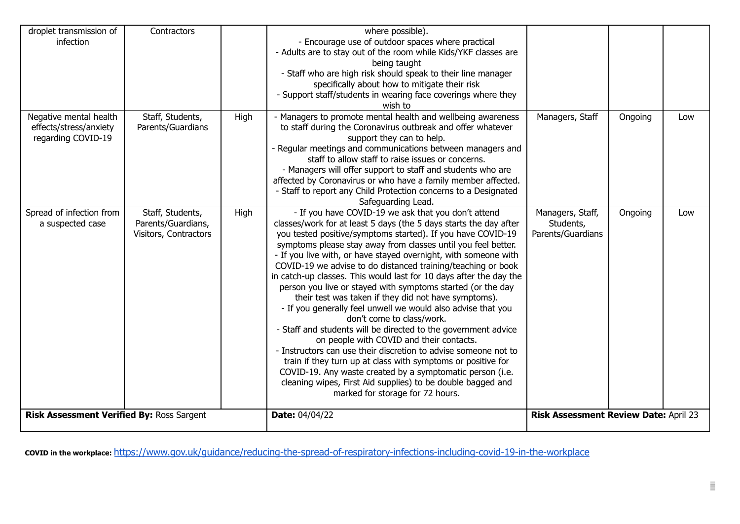| | | | | | | |
|---|---|---|---|---|---|---|
| droplet transmission of infection | Contractors | | where possible).<br>- Encourage use of outdoor spaces where practical<br>- Adults are to stay out of the room while Kids/YKF classes are being taught<br>- Staff who are high risk should speak to their line manager specifically about how to mitigate their risk<br>- Support staff/students in wearing face coverings where they wish to | | | |
| Negative mental health effects/stress/anxiety regarding COVID-19 | Staff, Students, Parents/Guardians | High | - Managers to promote mental health and wellbeing awareness to staff during the Coronavirus outbreak and offer whatever support they can to help.<br>- Regular meetings and communications between managers and staff to allow staff to raise issues or concerns.<br>- Managers will offer support to staff and students who are affected by Coronavirus or who have a family member affected.<br>- Staff to report any Child Protection concerns to a Designated Safeguarding Lead. | Managers, Staff | Ongoing | Low |
| Spread of infection from a suspected case | Staff, Students, Parents/Guardians, Visitors, Contractors | High | - If you have COVID-19 we ask that you don't attend classes/work for at least 5 days (the 5 days starts the day after you tested positive/symptoms started). If you have COVID-19 symptoms please stay away from classes until you feel better.<br>- If you live with, or have stayed overnight, with someone with COVID-19 we advise to do distanced training/teaching or book in catch-up classes. This would last for 10 days after the day the person you live or stayed with symptoms started (or the day their test was taken if they did not have symptoms).<br>- If you generally feel unwell we would also advise that you don't come to class/work.<br>- Staff and students will be directed to the government advice on people with COVID and their contacts.<br>- Instructors can use their discretion to advise someone not to train if they turn up at class with symptoms or positive for COVID-19. Any waste created by a symptomatic person (i.e. cleaning wipes, First Aid supplies) to be double bagged and marked for storage for 72 hours. | Managers, Staff, Students, Parents/Guardians | Ongoing | Low |
| **Risk Assessment Verified By:** Ross Sargent | | | **Date:** 04/04/22 | **Risk Assessment Review Date:** April 23 | | |

**COVID in the workplace:** https://www.gov.uk/guidance/reducing-the-spread-of-respiratory-infections-including-covid-19-in-the-workplace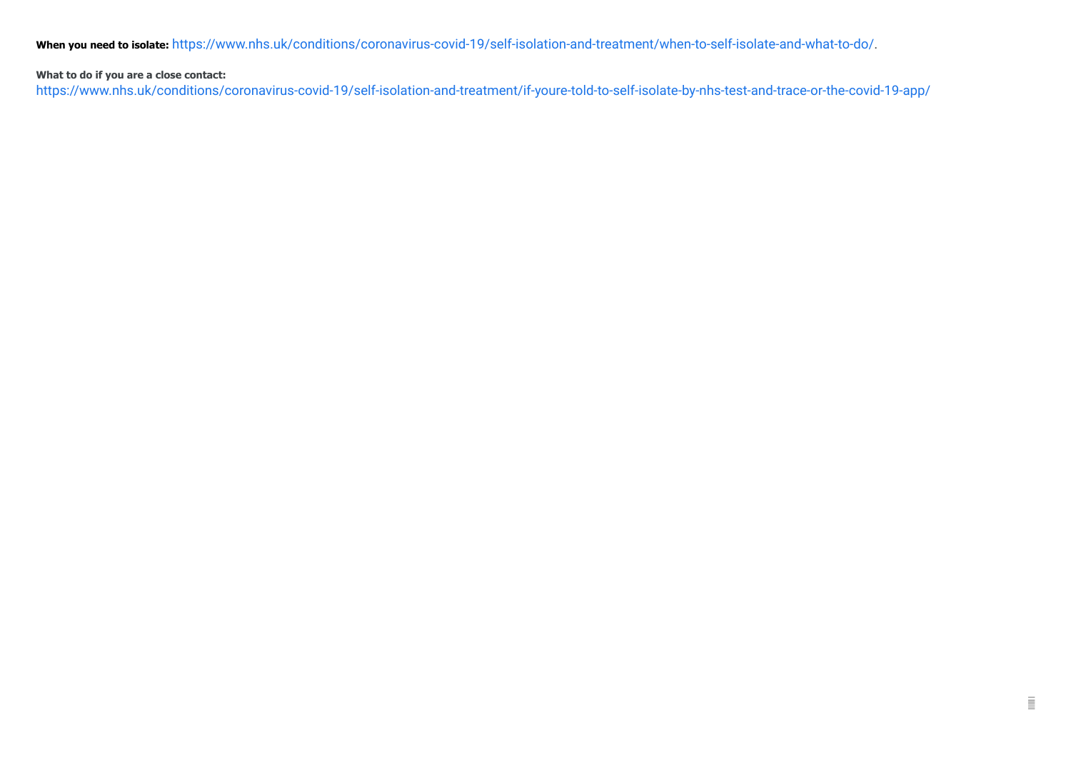**When you need to isolate:** https://www.nhs.uk/conditions/coronavirus-covid-19/self-isolation-and-treatment/when-to-self-isolate-and-what-to-do/.

**What to do if you are a close contact:**
https://www.nhs.uk/conditions/coronavirus-covid-19/self-isolation-and-treatment/if-youre-told-to-self-isolate-by-nhs-test-and-trace-or-the-covid-19-app/